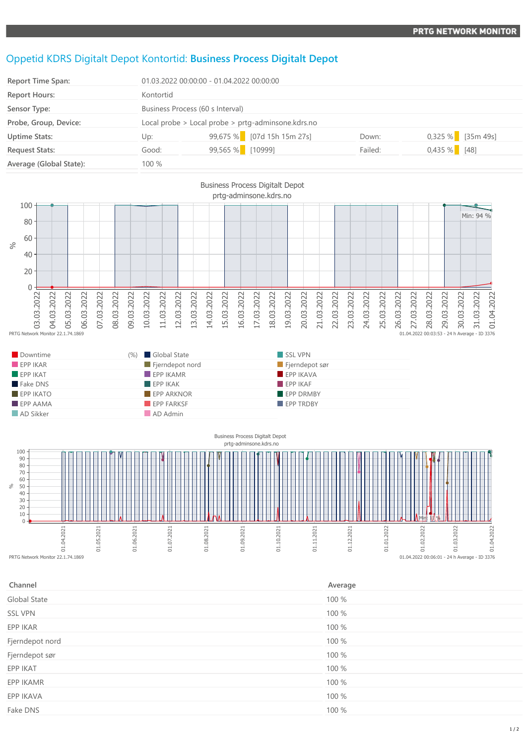# Oppetid KDRS Digitalt Depot Kontortid: **Business Process Digitalt Depot**

| | | | | | | |
|---|---|---|---|---|---|---|
| **Report Time Span:** | 01.03.2022 00:00:00 - 01.04.2022 00:00:00 | | | | | |
| **Report Hours:** | Kontortid | | | | | |
| **Sensor Type:** | Business Process (60 s Interval) | | | | | |
| **Probe, Group, Device:** | Local probe > Local probe > prtg-adminsone.kdrs.no | | | | | |
| **Uptime Stats:** | Up: | 99,675 % | [07d 15h 15m 27s] | Down: | 0,325 % | [35m 49s] |
| **Request Stats:** | Good: | 99,565 % | [10999] | Failed: | 0,435 % | [48] |
| **Average (Global State):** | 100 % | | | | | |

Business Process Digitalt Depot
prtg-adminsone.kdrs.no

PRTG Network Monitor 22.1.74.1869 — 01.04.2022 00:03:53 - 24 h Average - ID 3376

| | | |
|---|---|---|
| Downtime (%) | Global State | SSL VPN |
| EPP IKAR | Fjerndepot nord | Fjerndepot sør |
| EPP IKAT | EPP IKAMR | EPP IKAVA |
| Fake DNS | EPP IKAK | EPP IKAF |
| EPP IKATO | EPP ARKNOR | EPP DRMBY |
| EPP AAMA | EPP FARKSF | EPP TRDBY |
| AD Sikker | AD Admin | |

Business Process Digitalt Depot
prtg-adminsone.kdrs.no

PRTG Network Monitor 22.1.74.1869 — 01.04.2022 00:06:01 - 24 h Average - ID 3376

| Channel | Average |
|---|---|
| Global State | 100 % |
| SSL VPN | 100 % |
| EPP IKAR | 100 % |
| Fjerndepot nord | 100 % |
| Fjerndepot sør | 100 % |
| EPP IKAT | 100 % |
| EPP IKAMR | 100 % |
| EPP IKAVA | 100 % |
| Fake DNS | 100 % |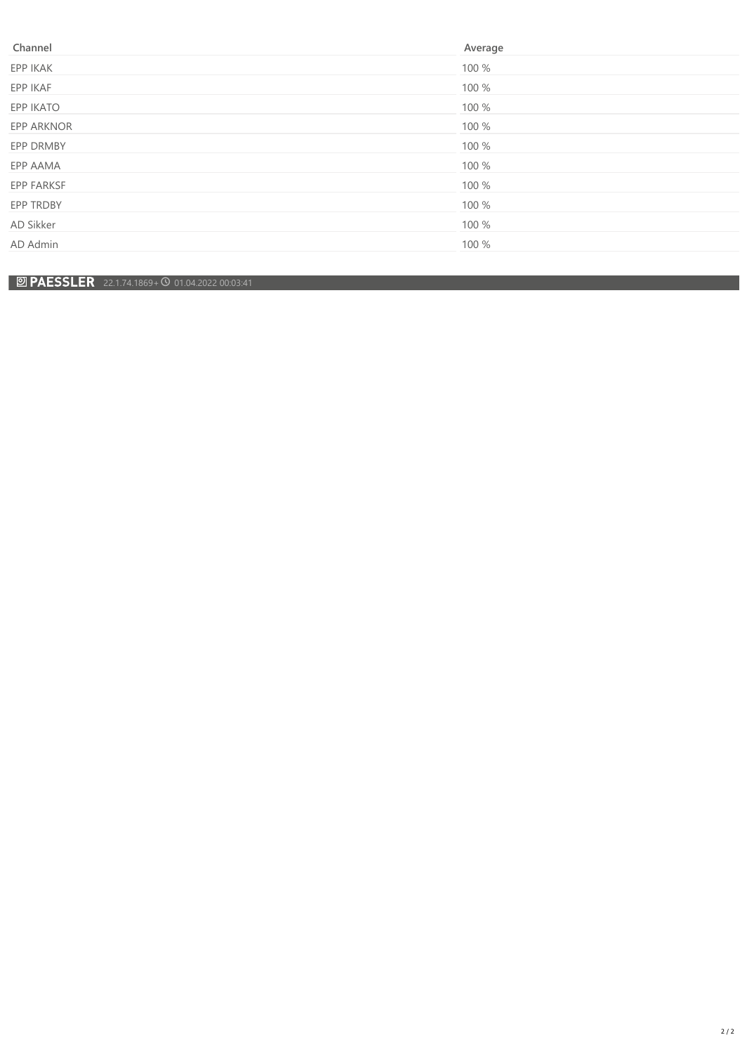| Channel | Average |
| --- | --- |
| EPP IKAK | 100 % |
| EPP IKAF | 100 % |
| EPP IKATO | 100 % |
| EPP ARKNOR | 100 % |
| EPP DRMBY | 100 % |
| EPP AAMA | 100 % |
| EPP FARKSF | 100 % |
| EPP TRDBY | 100 % |
| AD Sikker | 100 % |
| AD Admin | 100 % |

PAESSLER 22.1.74.1869+ 01.04.2022 00:03:41